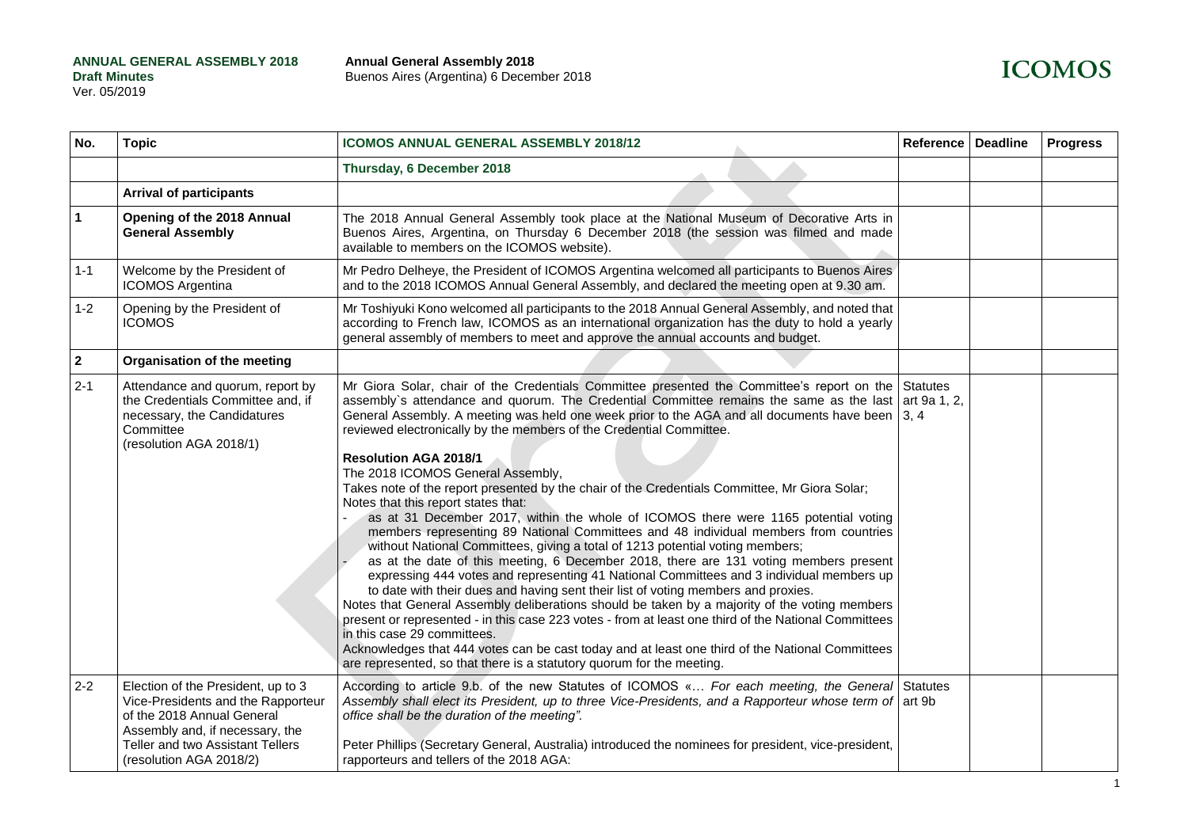**ANNUAL GENERAL ASSEMBLY 2018**
**Draft Minutes**
Ver. 05/2019

**Annual General Assembly 2018**
Buenos Aires (Argentina) 6 December 2018

**ICOMOS**

| No. | Topic | ICOMOS ANNUAL GENERAL ASSEMBLY 2018/12 | Reference | Deadline | Progress |
|---|---|---|---|---|---|
| | | **Thursday, 6 December 2018** | | | |
| | **Arrival of participants** | | | | |
| **1** | **Opening of the 2018 Annual General Assembly** | The 2018 Annual General Assembly took place at the National Museum of Decorative Arts in Buenos Aires, Argentina, on Thursday 6 December 2018 (the session was filmed and made available to members on the ICOMOS website). | | | |
| 1-1 | Welcome by the President of ICOMOS Argentina | Mr Pedro Delheye, the President of ICOMOS Argentina welcomed all participants to Buenos Aires and to the 2018 ICOMOS Annual General Assembly, and declared the meeting open at 9.30 am. | | | |
| 1-2 | Opening by the President of ICOMOS | Mr Toshiyuki Kono welcomed all participants to the 2018 Annual General Assembly, and noted that according to French law, ICOMOS as an international organization has the duty to hold a yearly general assembly of members to meet and approve the annual accounts and budget. | | | |
| **2** | **Organisation of the meeting** | | | | |
| 2-1 | Attendance and quorum, report by the Credentials Committee and, if necessary, the Candidatures Committee (resolution AGA 2018/1) | Mr Giora Solar, chair of the Credentials Committee presented the Committee's report on the assembly`s attendance and quorum. The Credential Committee remains the same as the last General Assembly. A meeting was held one week prior to the AGA and all documents have been reviewed electronically by the members of the Credential Committee.<br><br>**Resolution AGA 2018/1**<br>The 2018 ICOMOS General Assembly,<br>Takes note of the report presented by the chair of the Credentials Committee, Mr Giora Solar;<br>Notes that this report states that:<br>- as at 31 December 2017, within the whole of ICOMOS there were 1165 potential voting members representing 89 National Committees and 48 individual members from countries without National Committees, giving a total of 1213 potential voting members;<br>- as at the date of this meeting, 6 December 2018, there are 131 voting members present expressing 444 votes and representing 41 National Committees and 3 individual members up to date with their dues and having sent their list of voting members and proxies.<br>Notes that General Assembly deliberations should be taken by a majority of the voting members present or represented - in this case 223 votes - from at least one third of the National Committees in this case 29 committees.<br>Acknowledges that 444 votes can be cast today and at least one third of the National Committees are represented, so that there is a statutory quorum for the meeting. | Statutes art 9a 1, 2, 3, 4 | | |
| 2-2 | Election of the President, up to 3 Vice-Presidents and the Rapporteur of the 2018 Annual General Assembly and, if necessary, the Teller and two Assistant Tellers (resolution AGA 2018/2) | According to article 9.b. of the new Statutes of ICOMOS «*… For each meeting, the General Assembly shall elect its President, up to three Vice-Presidents, and a Rapporteur whose term of office shall be the duration of the meeting".*<br><br>Peter Phillips (Secretary General, Australia) introduced the nominees for president, vice-president, rapporteurs and tellers of the 2018 AGA: | Statutes art 9b | | |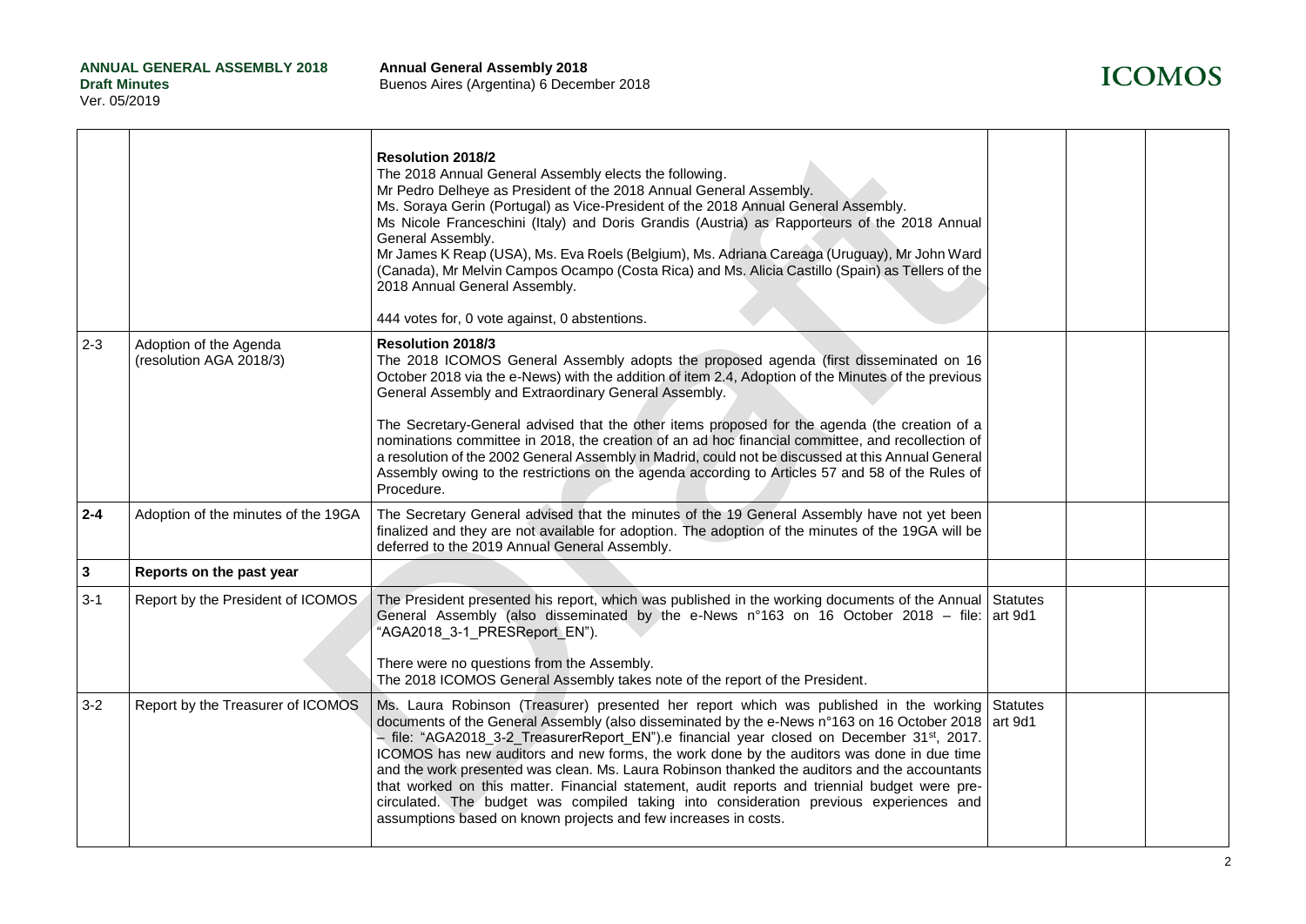| | | | | | |
|---|---|---|---|---|---|
| | | **Resolution 2018/2**<br>The 2018 Annual General Assembly elects the following.<br>Mr Pedro Delheye as President of the 2018 Annual General Assembly.<br>Ms. Soraya Gerin (Portugal) as Vice-President of the 2018 Annual General Assembly.<br>Ms Nicole Franceschini (Italy) and Doris Grandis (Austria) as Rapporteurs of the 2018 Annual General Assembly.<br>Mr James K Reap (USA), Ms. Eva Roels (Belgium), Ms. Adriana Careaga (Uruguay), Mr John Ward (Canada), Mr Melvin Campos Ocampo (Costa Rica) and Ms. Alicia Castillo (Spain) as Tellers of the 2018 Annual General Assembly.<br><br>444 votes for, 0 vote against, 0 abstentions. | | | |
| 2-3 | Adoption of the Agenda (resolution AGA 2018/3) | **Resolution 2018/3**<br>The 2018 ICOMOS General Assembly adopts the proposed agenda (first disseminated on 16 October 2018 via the e-News) with the addition of item 2.4, Adoption of the Minutes of the previous General Assembly and Extraordinary General Assembly.<br><br>The Secretary-General advised that the other items proposed for the agenda (the creation of a nominations committee in 2018, the creation of an ad hoc financial committee, and recollection of a resolution of the 2002 General Assembly in Madrid, could not be discussed at this Annual General Assembly owing to the restrictions on the agenda according to Articles 57 and 58 of the Rules of Procedure. | | | |
| **2-4** | Adoption of the minutes of the 19GA | The Secretary General advised that the minutes of the 19 General Assembly have not yet been finalized and they are not available for adoption. The adoption of the minutes of the 19GA will be deferred to the 2019 Annual General Assembly. | | | |
| **3** | **Reports on the past year** | | | | |
| 3-1 | Report by the President of ICOMOS | The President presented his report, which was published in the working documents of the Annual General Assembly (also disseminated by the e-News n°163 on 16 October 2018 – file: "AGA2018_3-1_PRESReport_EN").<br><br>There were no questions from the Assembly.<br>The 2018 ICOMOS General Assembly takes note of the report of the President. | Statutes art 9d1 | | |
| 3-2 | Report by the Treasurer of ICOMOS | Ms. Laura Robinson (Treasurer) presented her report which was published in the working documents of the General Assembly (also disseminated by the e-News n°163 on 16 October 2018 – file: "AGA2018_3-2_TreasurerReport_EN").e financial year closed on December 31st, 2017. ICOMOS has new auditors and new forms, the work done by the auditors was done in due time and the work presented was clean. Ms. Laura Robinson thanked the auditors and the accountants that worked on this matter. Financial statement, audit reports and triennial budget were pre-circulated. The budget was compiled taking into consideration previous experiences and assumptions based on known projects and few increases in costs. | Statutes art 9d1 | | |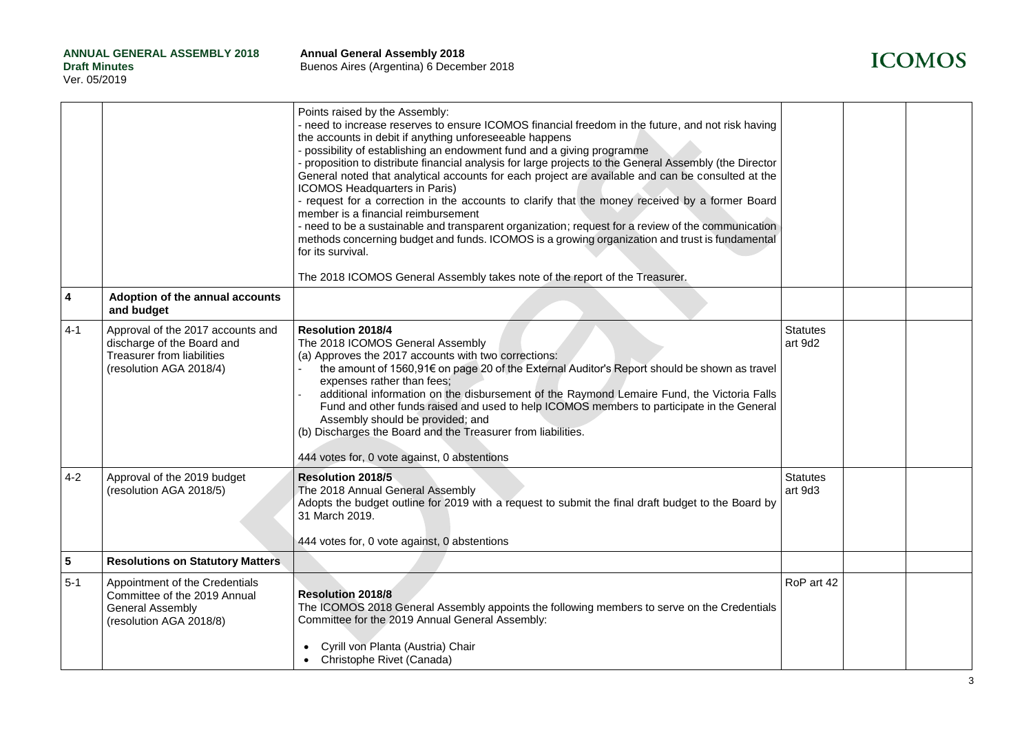| | | | | | |
|---|---|---|---|---|---|
| | | Points raised by the Assembly:<br>- need to increase reserves to ensure ICOMOS financial freedom in the future, and not risk having the accounts in debit if anything unforeseeable happens<br>- possibility of establishing an endowment fund and a giving programme<br>- proposition to distribute financial analysis for large projects to the General Assembly (the Director General noted that analytical accounts for each project are available and can be consulted at the ICOMOS Headquarters in Paris)<br>- request for a correction in the accounts to clarify that the money received by a former Board member is a financial reimbursement<br>- need to be a sustainable and transparent organization; request for a review of the communication methods concerning budget and funds. ICOMOS is a growing organization and trust is fundamental for its survival.<br><br>The 2018 ICOMOS General Assembly takes note of the report of the Treasurer. | | | |
| **4** | **Adoption of the annual accounts and budget** | | | | |
| 4-1 | Approval of the 2017 accounts and discharge of the Board and Treasurer from liabilities (resolution AGA 2018/4) | **Resolution 2018/4**<br>The 2018 ICOMOS General Assembly<br>(a) Approves the 2017 accounts with two corrections:<br>- the amount of 1560,91€ on page 20 of the External Auditor's Report should be shown as travel expenses rather than fees;<br>- additional information on the disbursement of the Raymond Lemaire Fund, the Victoria Falls Fund and other funds raised and used to help ICOMOS members to participate in the General Assembly should be provided; and<br>(b) Discharges the Board and the Treasurer from liabilities.<br><br>444 votes for, 0 vote against, 0 abstentions | Statutes art 9d2 | | |
| 4-2 | Approval of the 2019 budget (resolution AGA 2018/5) | **Resolution 2018/5**<br>The 2018 Annual General Assembly<br>Adopts the budget outline for 2019 with a request to submit the final draft budget to the Board by 31 March 2019.<br><br>444 votes for, 0 vote against, 0 abstentions | Statutes art 9d3 | | |
| **5** | **Resolutions on Statutory Matters** | | | | |
| 5-1 | Appointment of the Credentials Committee of the 2019 Annual General Assembly (resolution AGA 2018/8) | **Resolution 2018/8**<br>The ICOMOS 2018 General Assembly appoints the following members to serve on the Credentials Committee for the 2019 Annual General Assembly:<br><br>• Cyrill von Planta (Austria) Chair<br>• Christophe Rivet (Canada) | RoP art 42 | | |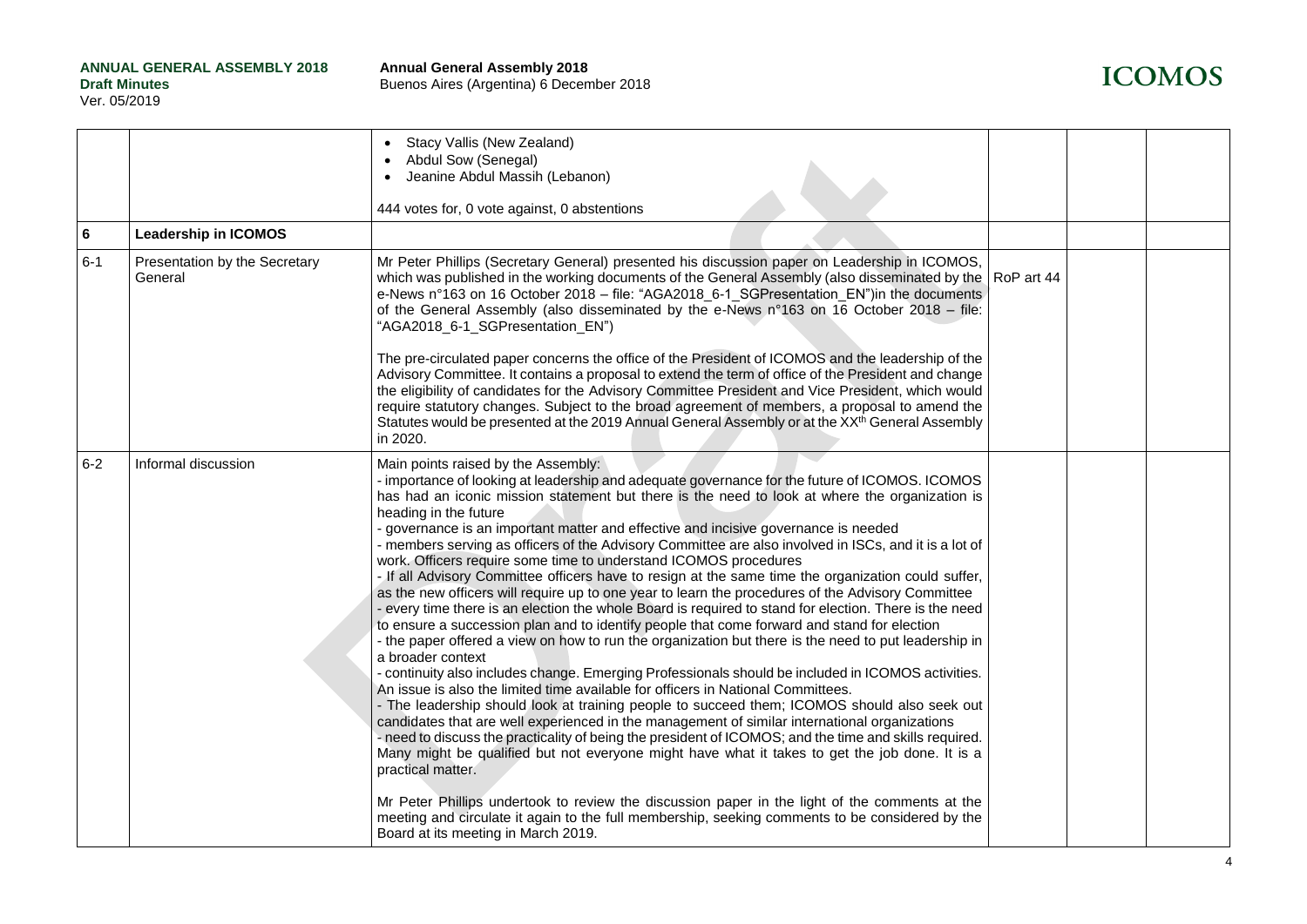| | | • Stacy Vallis (New Zealand)<br>• Abdul Sow (Senegal)<br>• Jeanine Abdul Massih (Lebanon)<br><br>444 votes for, 0 vote against, 0 abstentions | | | |
|---|---|---|---|---|---|
| **6** | **Leadership in ICOMOS** | | | | |
| 6-1 | Presentation by the Secretary General | Mr Peter Phillips (Secretary General) presented his discussion paper on Leadership in ICOMOS, which was published in the working documents of the General Assembly (also disseminated by the e-News n°163 on 16 October 2018 – file: "AGA2018_6-1_SGPresentation_EN")in the documents of the General Assembly (also disseminated by the e-News n°163 on 16 October 2018 – file: "AGA2018_6-1_SGPresentation_EN")<br><br>The pre-circulated paper concerns the office of the President of ICOMOS and the leadership of the Advisory Committee. It contains a proposal to extend the term of office of the President and change the eligibility of candidates for the Advisory Committee President and Vice President, which would require statutory changes. Subject to the broad agreement of members, a proposal to amend the Statutes would be presented at the 2019 Annual General Assembly or at the XX^th General Assembly in 2020. | RoP art 44 | | |
| 6-2 | Informal discussion | Main points raised by the Assembly:<br>- importance of looking at leadership and adequate governance for the future of ICOMOS. ICOMOS has had an iconic mission statement but there is the need to look at where the organization is heading in the future<br>- governance is an important matter and effective and incisive governance is needed<br>- members serving as officers of the Advisory Committee are also involved in ISCs, and it is a lot of work. Officers require some time to understand ICOMOS procedures<br>- If all Advisory Committee officers have to resign at the same time the organization could suffer, as the new officers will require up to one year to learn the procedures of the Advisory Committee<br>- every time there is an election the whole Board is required to stand for election. There is the need to ensure a succession plan and to identify people that come forward and stand for election<br>- the paper offered a view on how to run the organization but there is the need to put leadership in a broader context<br>- continuity also includes change. Emerging Professionals should be included in ICOMOS activities. An issue is also the limited time available for officers in National Committees.<br>- The leadership should look at training people to succeed them; ICOMOS should also seek out candidates that are well experienced in the management of similar international organizations<br>- need to discuss the practicality of being the president of ICOMOS; and the time and skills required. Many might be qualified but not everyone might have what it takes to get the job done. It is a practical matter.<br><br>Mr Peter Phillips undertook to review the discussion paper in the light of the comments at the meeting and circulate it again to the full membership, seeking comments to be considered by the Board at its meeting in March 2019. | | | |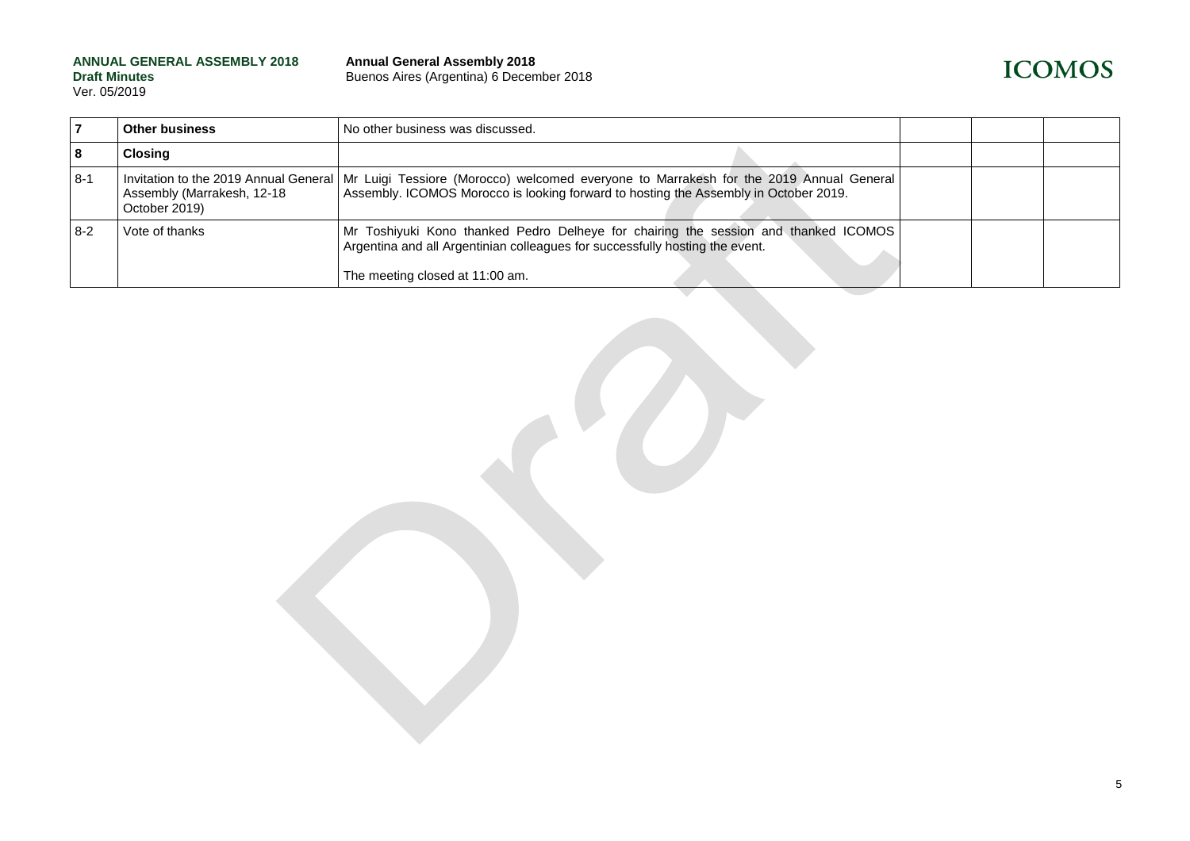| | | | | | |
|---|---|---|---|---|---|
| **7** | **Other business** | No other business was discussed. | | | |
| **8** | **Closing** | | | | |
| 8-1 | Invitation to the 2019 Annual General Assembly (Marrakesh, 12-18 October 2019) | Mr Luigi Tessiore (Morocco) welcomed everyone to Marrakesh for the 2019 Annual General Assembly. ICOMOS Morocco is looking forward to hosting the Assembly in October 2019. | | | |
| 8-2 | Vote of thanks | Mr Toshiyuki Kono thanked Pedro Delheye for chairing the session and thanked ICOMOS Argentina and all Argentinian colleagues for successfully hosting the event.<br><br>The meeting closed at 11:00 am. | | | |